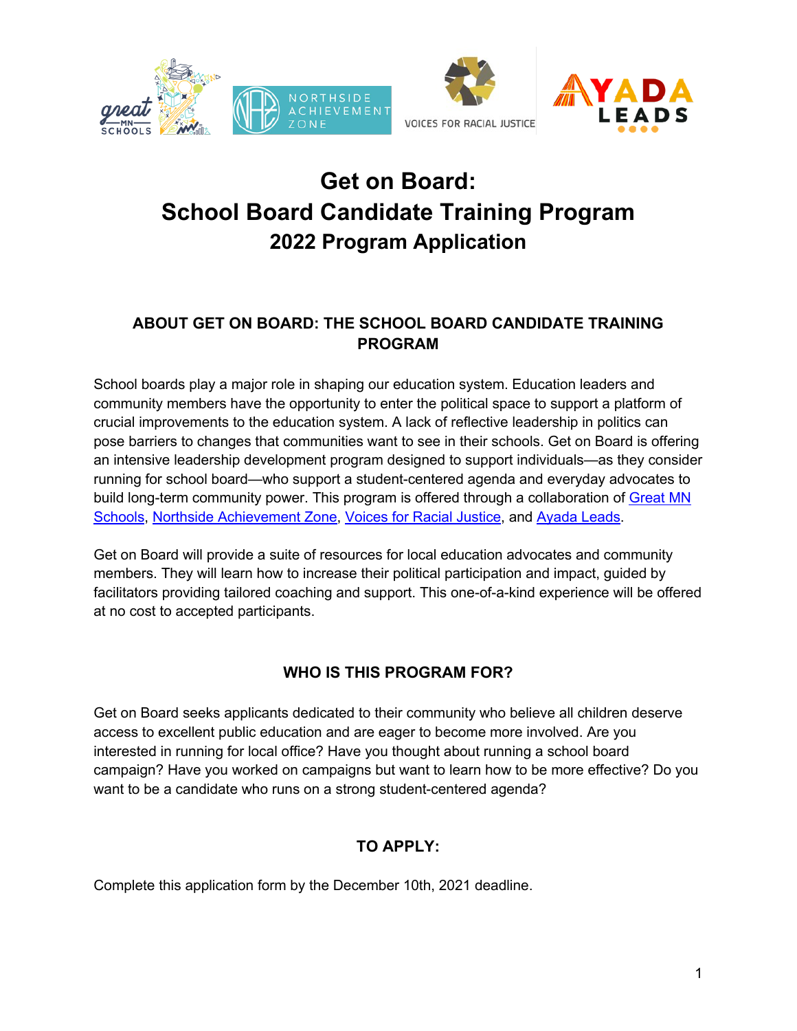# Get on Board:
# School Board Candidate Training Program
## 2022 Program Application

### ABOUT GET ON BOARD: THE SCHOOL BOARD CANDIDATE TRAINING PROGRAM

School boards play a major role in shaping our education system. Education leaders and community members have the opportunity to enter the political space to support a platform of crucial improvements to the education system. A lack of reflective leadership in politics can pose barriers to changes that communities want to see in their schools. Get on Board is offering an intensive leadership development program designed to support individuals—as they consider running for school board—who support a student-centered agenda and everyday advocates to build long-term community power. This program is offered through a collaboration of Great MN Schools, Northside Achievement Zone, Voices for Racial Justice, and Ayada Leads.

Get on Board will provide a suite of resources for local education advocates and community members. They will learn how to increase their political participation and impact, guided by facilitators providing tailored coaching and support. This one-of-a-kind experience will be offered at no cost to accepted participants.

### WHO IS THIS PROGRAM FOR?

Get on Board seeks applicants dedicated to their community who believe all children deserve access to excellent public education and are eager to become more involved. Are you interested in running for local office? Have you thought about running a school board campaign? Have you worked on campaigns but want to learn how to be more effective? Do you want to be a candidate who runs on a strong student-centered agenda?

### TO APPLY:

Complete this application form by the December 10th, 2021 deadline.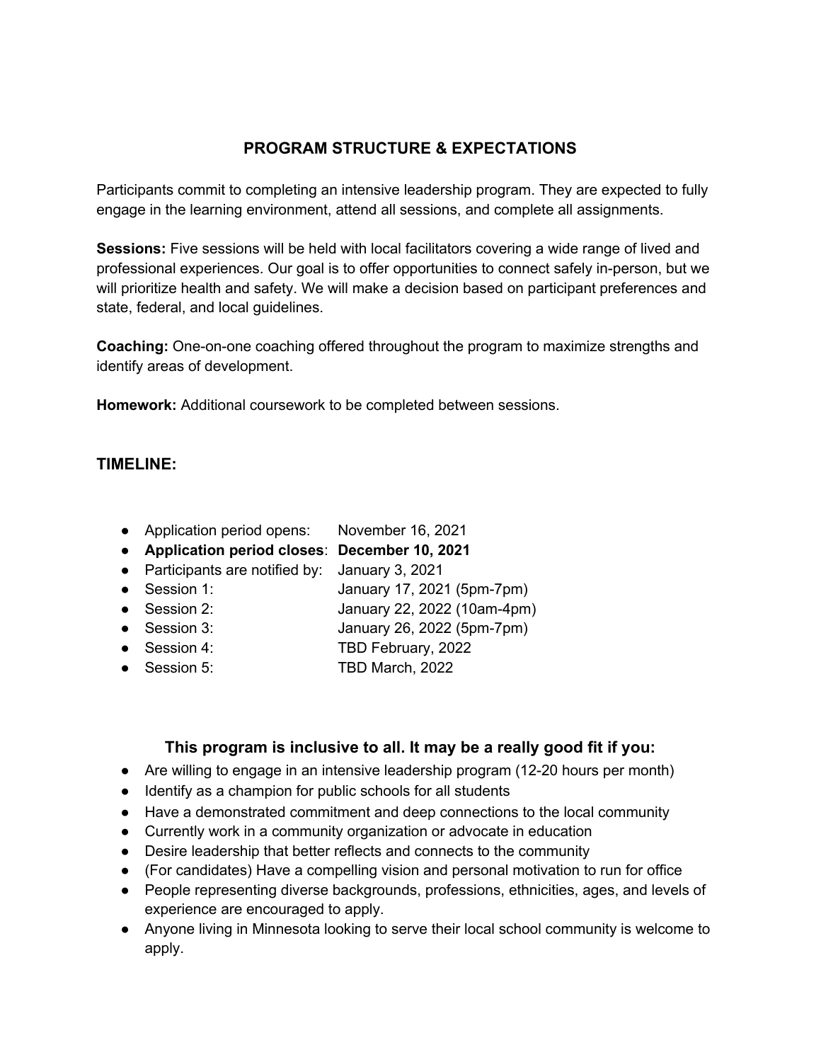## PROGRAM STRUCTURE & EXPECTATIONS

Participants commit to completing an intensive leadership program. They are expected to fully engage in the learning environment, attend all sessions, and complete all assignments.

**Sessions:** Five sessions will be held with local facilitators covering a wide range of lived and professional experiences. Our goal is to offer opportunities to connect safely in-person, but we will prioritize health and safety. We will make a decision based on participant preferences and state, federal, and local guidelines.

**Coaching:** One-on-one coaching offered throughout the program to maximize strengths and identify areas of development.

**Homework:** Additional coursework to be completed between sessions.

### TIMELINE:

- Application period opens: November 16, 2021
- **Application period closes: December 10, 2021**
- Participants are notified by: January 3, 2021
- Session 1: January 17, 2021 (5pm-7pm)
- Session 2: January 22, 2022 (10am-4pm)
- Session 3: January 26, 2022 (5pm-7pm)
- Session 4: TBD February, 2022
- Session 5: TBD March, 2022

### This program is inclusive to all. It may be a really good fit if you:

- Are willing to engage in an intensive leadership program (12-20 hours per month)
- Identify as a champion for public schools for all students
- Have a demonstrated commitment and deep connections to the local community
- Currently work in a community organization or advocate in education
- Desire leadership that better reflects and connects to the community
- (For candidates) Have a compelling vision and personal motivation to run for office
- People representing diverse backgrounds, professions, ethnicities, ages, and levels of experience are encouraged to apply.
- Anyone living in Minnesota looking to serve their local school community is welcome to apply.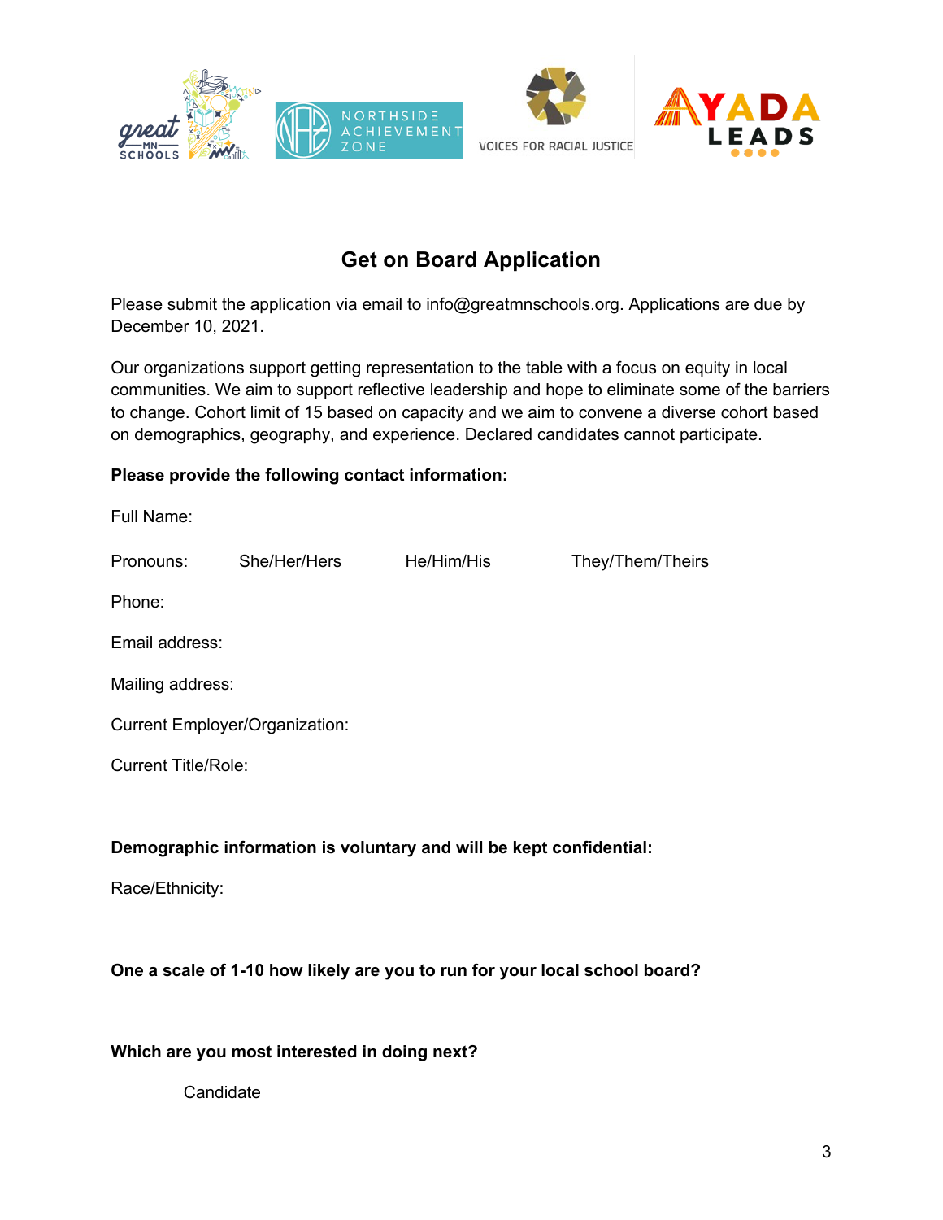## Get on Board Application

Please submit the application via email to info@greatmnschools.org. Applications are due by December 10, 2021.

Our organizations support getting representation to the table with a focus on equity in local communities. We aim to support reflective leadership and hope to eliminate some of the barriers to change. Cohort limit of 15 based on capacity and we aim to convene a diverse cohort based on demographics, geography, and experience. Declared candidates cannot participate.

**Please provide the following contact information:**

Full Name:

Pronouns: She/Her/Hers He/Him/His They/Them/Theirs

Phone:

Email address:

Mailing address:

Current Employer/Organization:

Current Title/Role:

**Demographic information is voluntary and will be kept confidential:**

Race/Ethnicity:

**One a scale of 1-10 how likely are you to run for your local school board?**

**Which are you most interested in doing next?**

Candidate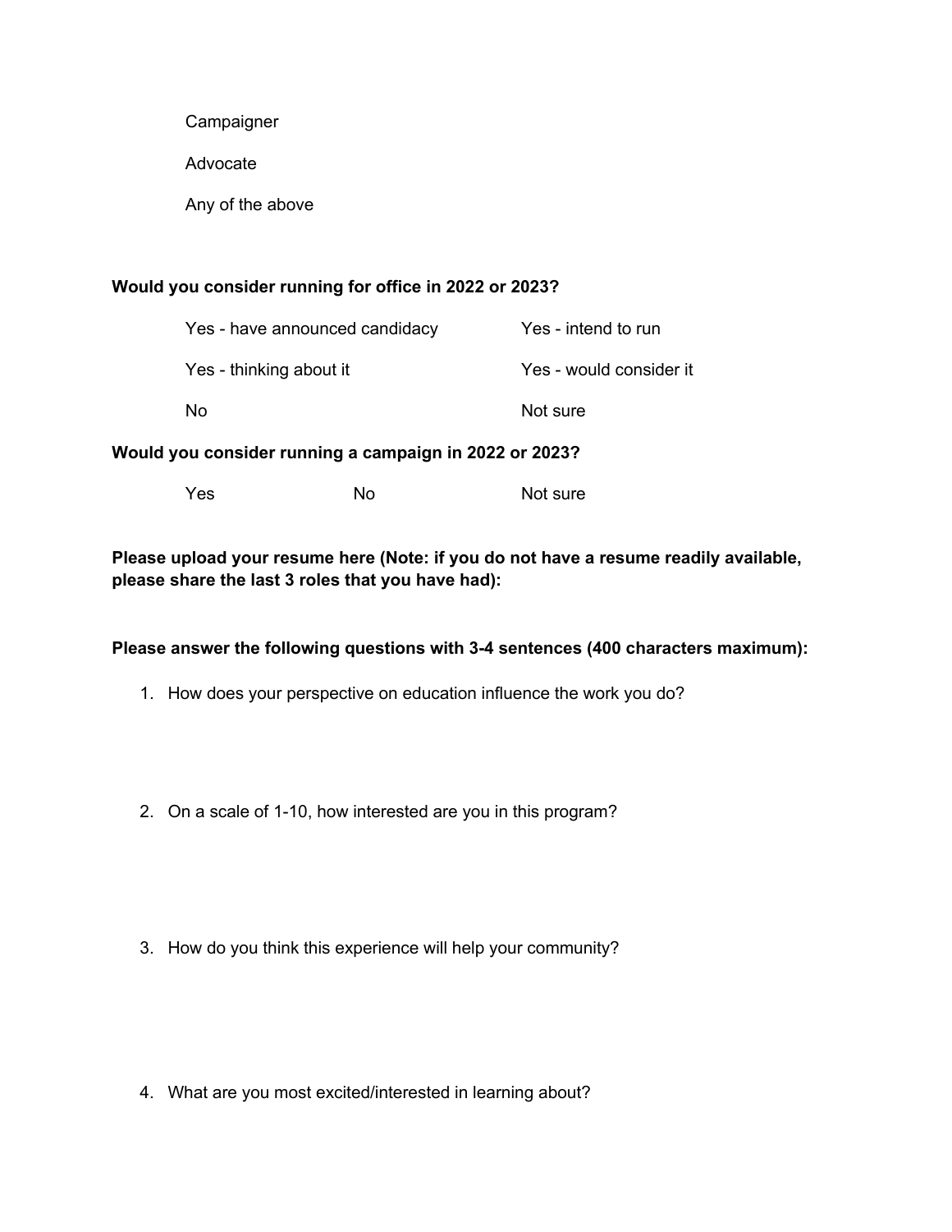Campaigner

Advocate

Any of the above

**Would you consider running for office in 2022 or 2023?**

Yes - have announced candidacy

Yes - intend to run

Yes - thinking about it

Yes - would consider it

No

Not sure

**Would you consider running a campaign in 2022 or 2023?**

Yes

No

Not sure

**Please upload your resume here (Note: if you do not have a resume readily available, please share the last 3 roles that you have had):**

**Please answer the following questions with 3-4 sentences (400 characters maximum):**

1. How does your perspective on education influence the work you do?

2. On a scale of 1-10, how interested are you in this program?

3. How do you think this experience will help your community?

4. What are you most excited/interested in learning about?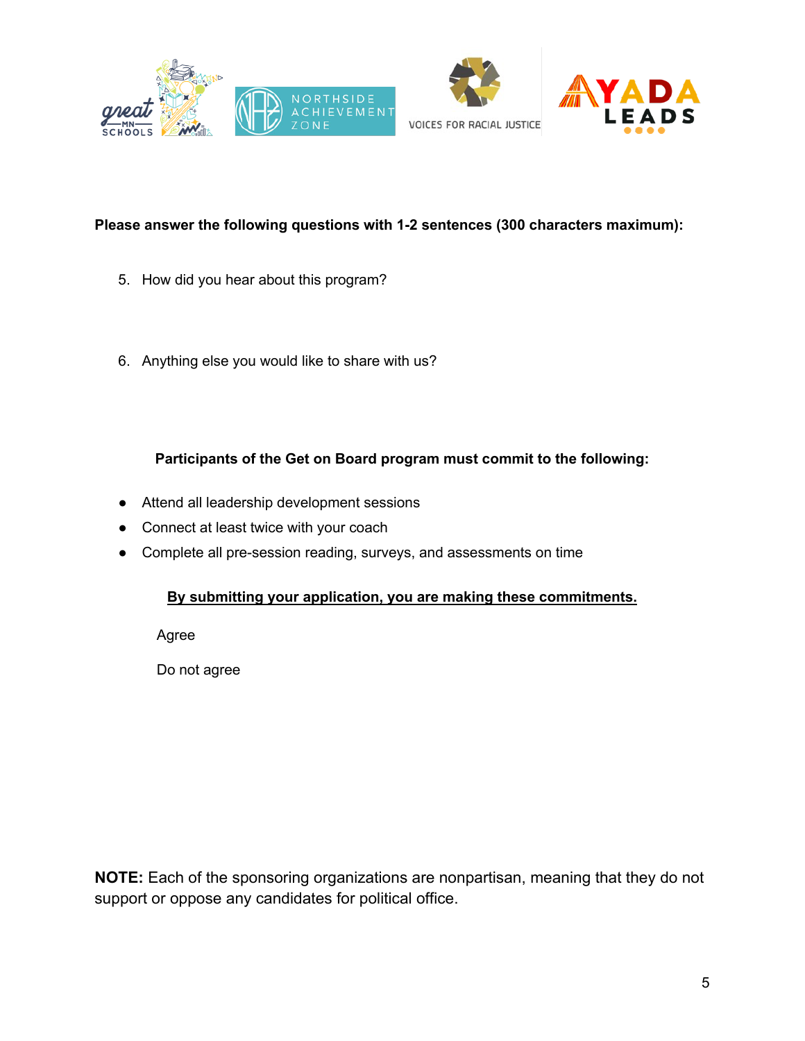**Please answer the following questions with 1-2 sentences (300 characters maximum):**

5. How did you hear about this program?

6. Anything else you would like to share with us?

**Participants of the Get on Board program must commit to the following:**

- Attend all leadership development sessions
- Connect at least twice with your coach
- Complete all pre-session reading, surveys, and assessments on time

**By submitting your application, you are making these commitments.**

Agree

Do not agree

**NOTE:** Each of the sponsoring organizations are nonpartisan, meaning that they do not support or oppose any candidates for political office.